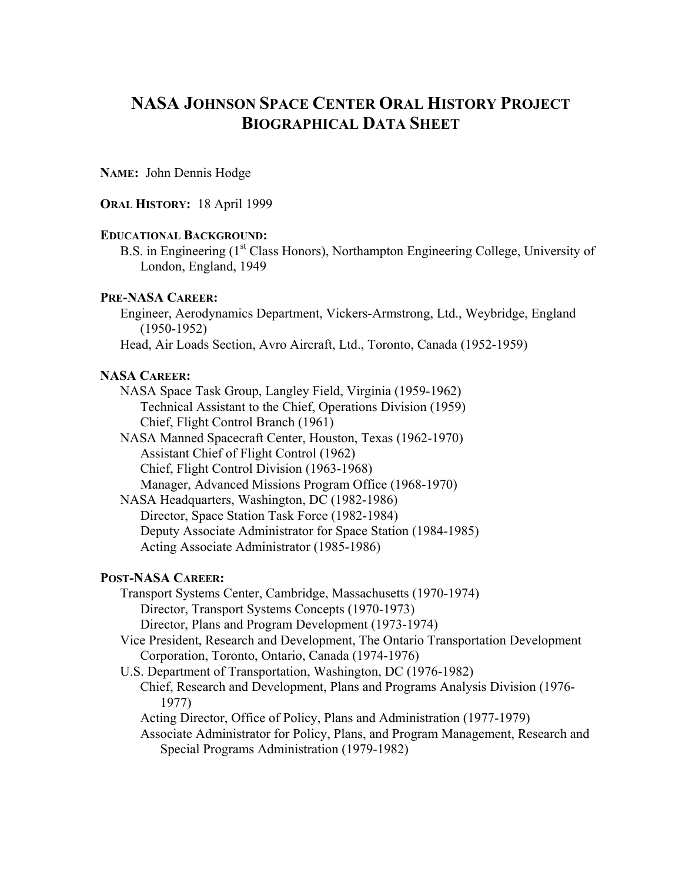# NASA JOHNSON SPACE CENTER ORAL HISTORY PROJECT BIOGRAPHICAL DATA SHEET

**NAME:** John Dennis Hodge

**ORAL HISTORY:** 18 April 1999

**EDUCATIONAL BACKGROUND:**

- B.S. in Engineering (1st Class Honors), Northampton Engineering College, University of London, England, 1949

**PRE-NASA CAREER:**

- Engineer, Aerodynamics Department, Vickers-Armstrong, Ltd., Weybridge, England (1950-1952)
- Head, Air Loads Section, Avro Aircraft, Ltd., Toronto, Canada (1952-1959)

**NASA CAREER:**

- NASA Space Task Group, Langley Field, Virginia (1959-1962)
  - Technical Assistant to the Chief, Operations Division (1959)
  - Chief, Flight Control Branch (1961)
- NASA Manned Spacecraft Center, Houston, Texas (1962-1970)
  - Assistant Chief of Flight Control (1962)
  - Chief, Flight Control Division (1963-1968)
  - Manager, Advanced Missions Program Office (1968-1970)
- NASA Headquarters, Washington, DC (1982-1986)
  - Director, Space Station Task Force (1982-1984)
  - Deputy Associate Administrator for Space Station (1984-1985)
  - Acting Associate Administrator (1985-1986)

**POST-NASA CAREER:**

- Transport Systems Center, Cambridge, Massachusetts (1970-1974)
  - Director, Transport Systems Concepts (1970-1973)
  - Director, Plans and Program Development (1973-1974)
- Vice President, Research and Development, The Ontario Transportation Development Corporation, Toronto, Ontario, Canada (1974-1976)
- U.S. Department of Transportation, Washington, DC (1976-1982)
  - Chief, Research and Development, Plans and Programs Analysis Division (1976-1977)
  - Acting Director, Office of Policy, Plans and Administration (1977-1979)
  - Associate Administrator for Policy, Plans, and Program Management, Research and Special Programs Administration (1979-1982)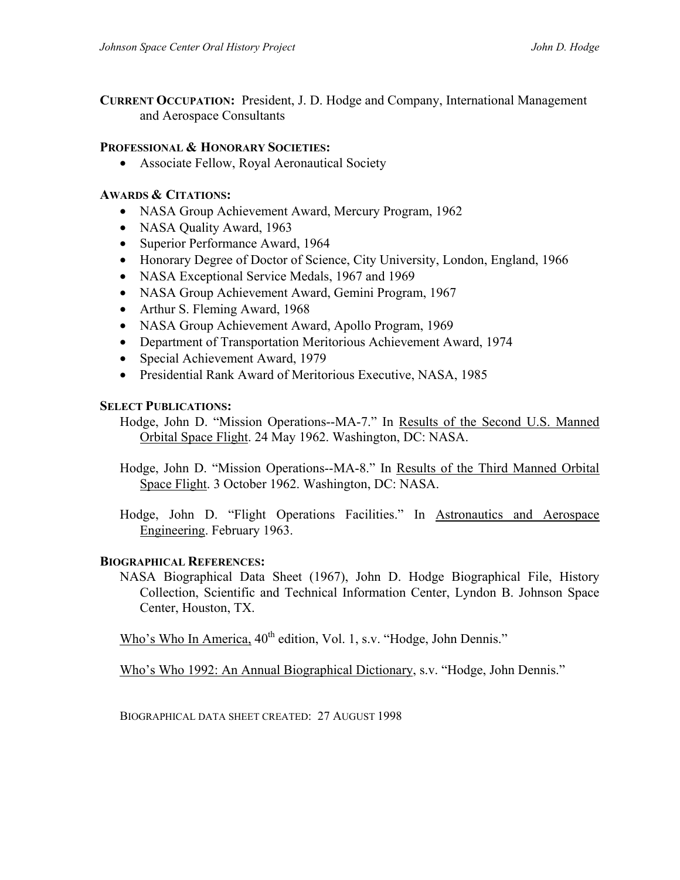**CURRENT OCCUPATION:** President, J. D. Hodge and Company, International Management and Aerospace Consultants

**PROFESSIONAL & HONORARY SOCIETIES:**

- Associate Fellow, Royal Aeronautical Society

**AWARDS & CITATIONS:**

- NASA Group Achievement Award, Mercury Program, 1962
- NASA Quality Award, 1963
- Superior Performance Award, 1964
- Honorary Degree of Doctor of Science, City University, London, England, 1966
- NASA Exceptional Service Medals, 1967 and 1969
- NASA Group Achievement Award, Gemini Program, 1967
- Arthur S. Fleming Award, 1968
- NASA Group Achievement Award, Apollo Program, 1969
- Department of Transportation Meritorious Achievement Award, 1974
- Special Achievement Award, 1979
- Presidential Rank Award of Meritorious Executive, NASA, 1985

**SELECT PUBLICATIONS:**

Hodge, John D. "Mission Operations--MA-7." In Results of the Second U.S. Manned Orbital Space Flight. 24 May 1962. Washington, DC: NASA.

Hodge, John D. "Mission Operations--MA-8." In Results of the Third Manned Orbital Space Flight. 3 October 1962. Washington, DC: NASA.

Hodge, John D. "Flight Operations Facilities." In Astronautics and Aerospace Engineering. February 1963.

**BIOGRAPHICAL REFERENCES:**

NASA Biographical Data Sheet (1967), John D. Hodge Biographical File, History Collection, Scientific and Technical Information Center, Lyndon B. Johnson Space Center, Houston, TX.

Who's Who In America, 40th edition, Vol. 1, s.v. "Hodge, John Dennis."

Who's Who 1992: An Annual Biographical Dictionary, s.v. "Hodge, John Dennis."

BIOGRAPHICAL DATA SHEET CREATED: 27 AUGUST 1998